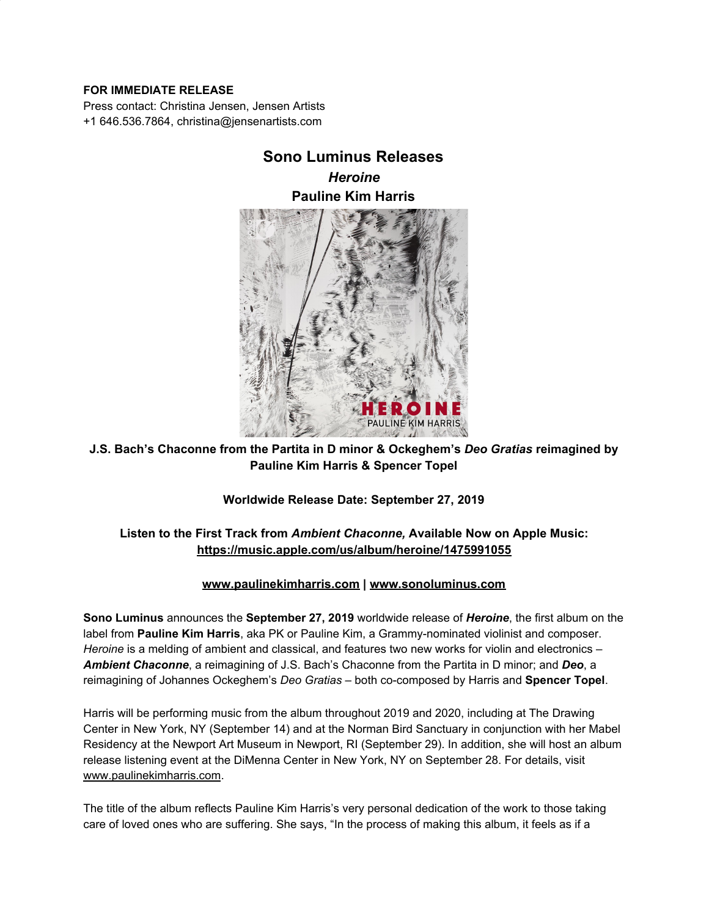**FOR IMMEDIATE RELEASE**
Press contact: Christina Jensen, Jensen Artists
+1 646.536.7864, christina@jensenartists.com

# Sono Luminus Releases
## *Heroine*
## Pauline Kim Harris

**J.S. Bach's Chaconne from the Partita in D minor & Ockeghem's *Deo Gratias* reimagined by Pauline Kim Harris & Spencer Topel**

**Worldwide Release Date: September 27, 2019**

**Listen to the First Track from *Ambient Chaconne,* Available Now on Apple Music: https://music.apple.com/us/album/heroine/1475991055**

**www.paulinekimharris.com | www.sonoluminus.com**

**Sono Luminus** announces the **September 27, 2019** worldwide release of ***Heroine***, the first album on the label from **Pauline Kim Harris**, aka PK or Pauline Kim, a Grammy-nominated violinist and composer. *Heroine* is a melding of ambient and classical, and features two new works for violin and electronics – ***Ambient Chaconne***, a reimagining of J.S. Bach's Chaconne from the Partita in D minor; and ***Deo***, a reimagining of Johannes Ockeghem's *Deo Gratias* – both co-composed by Harris and **Spencer Topel**.

Harris will be performing music from the album throughout 2019 and 2020, including at The Drawing Center in New York, NY (September 14) and at the Norman Bird Sanctuary in conjunction with her Mabel Residency at the Newport Art Museum in Newport, RI (September 29). In addition, she will host an album release listening event at the DiMenna Center in New York, NY on September 28. For details, visit www.paulinekimharris.com.

The title of the album reflects Pauline Kim Harris's very personal dedication of the work to those taking care of loved ones who are suffering. She says, "In the process of making this album, it feels as if a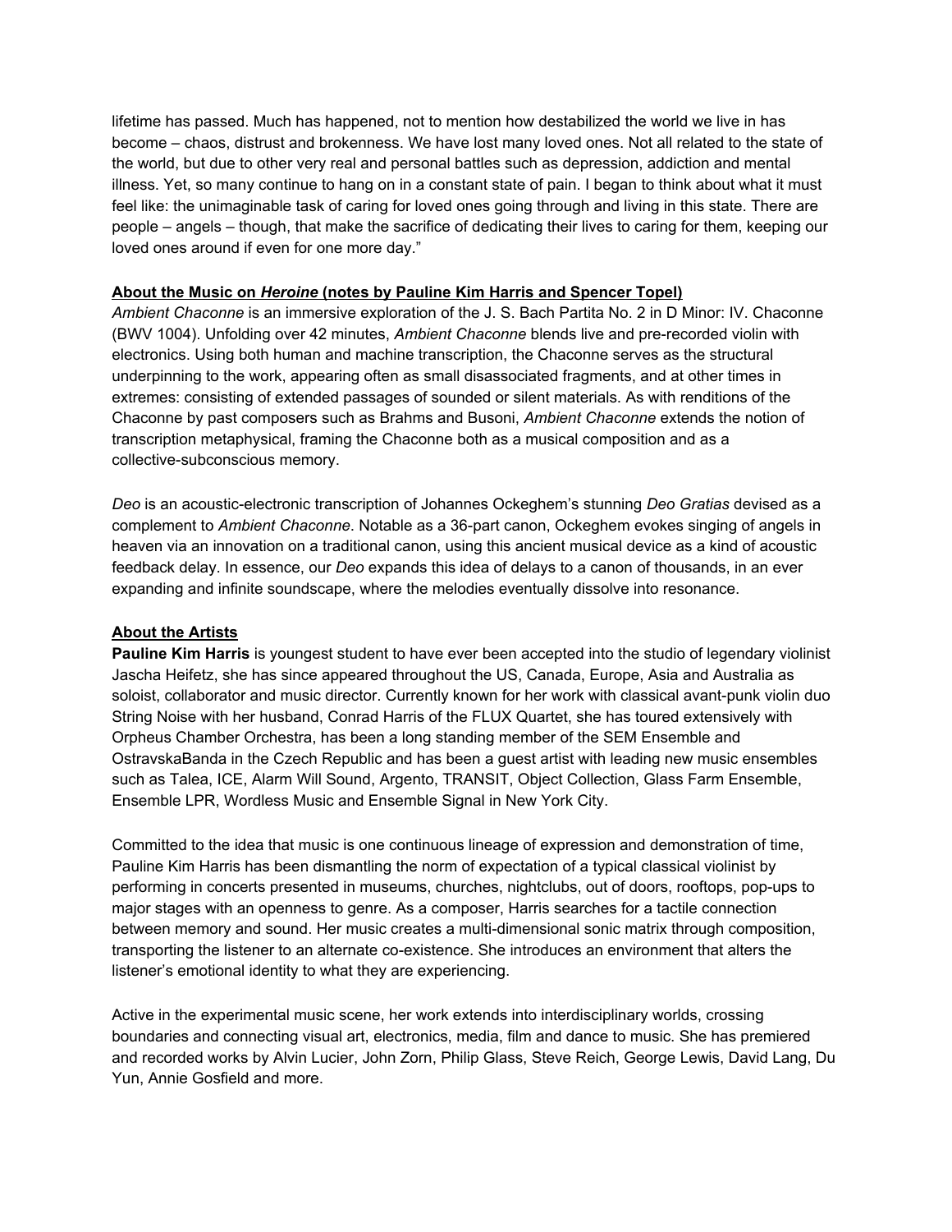lifetime has passed. Much has happened, not to mention how destabilized the world we live in has become – chaos, distrust and brokenness. We have lost many loved ones. Not all related to the state of the world, but due to other very real and personal battles such as depression, addiction and mental illness. Yet, so many continue to hang on in a constant state of pain. I began to think about what it must feel like: the unimaginable task of caring for loved ones going through and living in this state. There are people – angels – though, that make the sacrifice of dedicating their lives to caring for them, keeping our loved ones around if even for one more day."

**About the Music on *Heroine* (notes by Pauline Kim Harris and Spencer Topel)**

*Ambient Chaconne* is an immersive exploration of the J. S. Bach Partita No. 2 in D Minor: IV. Chaconne (BWV 1004). Unfolding over 42 minutes, *Ambient Chaconne* blends live and pre-recorded violin with electronics. Using both human and machine transcription, the Chaconne serves as the structural underpinning to the work, appearing often as small disassociated fragments, and at other times in extremes: consisting of extended passages of sounded or silent materials. As with renditions of the Chaconne by past composers such as Brahms and Busoni, *Ambient Chaconne* extends the notion of transcription metaphysical, framing the Chaconne both as a musical composition and as a collective-subconscious memory.

*Deo* is an acoustic-electronic transcription of Johannes Ockeghem's stunning *Deo Gratias* devised as a complement to *Ambient Chaconne*. Notable as a 36-part canon, Ockeghem evokes singing of angels in heaven via an innovation on a traditional canon, using this ancient musical device as a kind of acoustic feedback delay. In essence, our *Deo* expands this idea of delays to a canon of thousands, in an ever expanding and infinite soundscape, where the melodies eventually dissolve into resonance.

**About the Artists**

**Pauline Kim Harris** is youngest student to have ever been accepted into the studio of legendary violinist Jascha Heifetz, she has since appeared throughout the US, Canada, Europe, Asia and Australia as soloist, collaborator and music director. Currently known for her work with classical avant-punk violin duo String Noise with her husband, Conrad Harris of the FLUX Quartet, she has toured extensively with Orpheus Chamber Orchestra, has been a long standing member of the SEM Ensemble and OstravskaBanda in the Czech Republic and has been a guest artist with leading new music ensembles such as Talea, ICE, Alarm Will Sound, Argento, TRANSIT, Object Collection, Glass Farm Ensemble, Ensemble LPR, Wordless Music and Ensemble Signal in New York City.

Committed to the idea that music is one continuous lineage of expression and demonstration of time, Pauline Kim Harris has been dismantling the norm of expectation of a typical classical violinist by performing in concerts presented in museums, churches, nightclubs, out of doors, rooftops, pop-ups to major stages with an openness to genre. As a composer, Harris searches for a tactile connection between memory and sound. Her music creates a multi-dimensional sonic matrix through composition, transporting the listener to an alternate co-existence. She introduces an environment that alters the listener's emotional identity to what they are experiencing.

Active in the experimental music scene, her work extends into interdisciplinary worlds, crossing boundaries and connecting visual art, electronics, media, film and dance to music. She has premiered and recorded works by Alvin Lucier, John Zorn, Philip Glass, Steve Reich, George Lewis, David Lang, Du Yun, Annie Gosfield and more.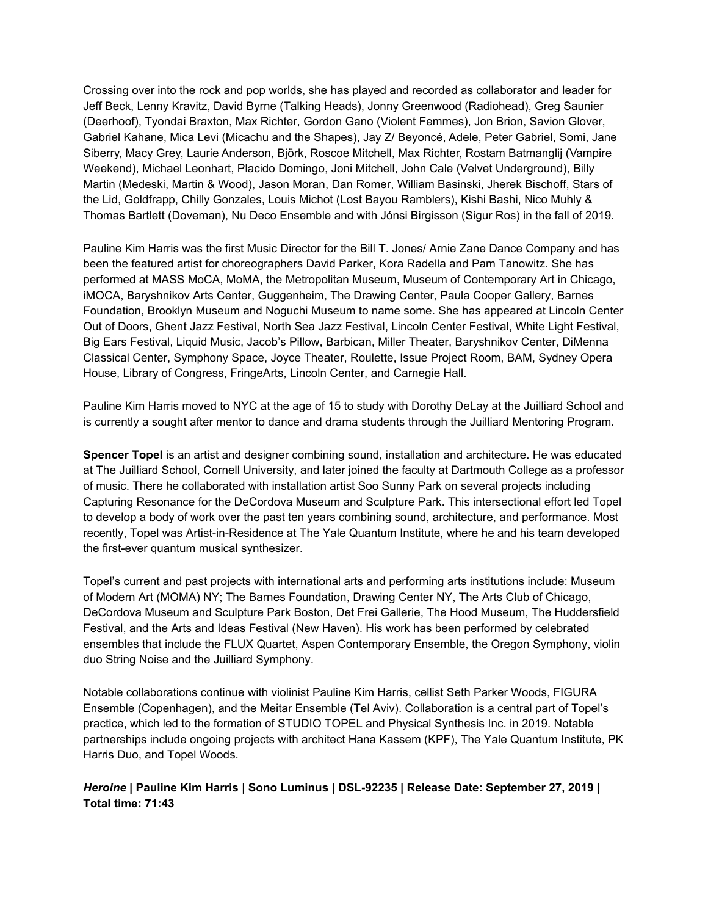Crossing over into the rock and pop worlds, she has played and recorded as collaborator and leader for Jeff Beck, Lenny Kravitz, David Byrne (Talking Heads), Jonny Greenwood (Radiohead), Greg Saunier (Deerhoof), Tyondai Braxton, Max Richter, Gordon Gano (Violent Femmes), Jon Brion, Savion Glover, Gabriel Kahane, Mica Levi (Micachu and the Shapes), Jay Z/ Beyoncé, Adele, Peter Gabriel, Somi, Jane Siberry, Macy Grey, Laurie Anderson, Björk, Roscoe Mitchell, Max Richter, Rostam Batmanglij (Vampire Weekend), Michael Leonhart, Placido Domingo, Joni Mitchell, John Cale (Velvet Underground), Billy Martin (Medeski, Martin & Wood), Jason Moran, Dan Romer, William Basinski, Jherek Bischoff, Stars of the Lid, Goldfrapp, Chilly Gonzales, Louis Michot (Lost Bayou Ramblers), Kishi Bashi, Nico Muhly & Thomas Bartlett (Doveman), Nu Deco Ensemble and with Jónsi Birgisson (Sigur Ros) in the fall of 2019.

Pauline Kim Harris was the first Music Director for the Bill T. Jones/ Arnie Zane Dance Company and has been the featured artist for choreographers David Parker, Kora Radella and Pam Tanowitz. She has performed at MASS MoCA, MoMA, the Metropolitan Museum, Museum of Contemporary Art in Chicago, iMOCA, Baryshnikov Arts Center, Guggenheim, The Drawing Center, Paula Cooper Gallery, Barnes Foundation, Brooklyn Museum and Noguchi Museum to name some. She has appeared at Lincoln Center Out of Doors, Ghent Jazz Festival, North Sea Jazz Festival, Lincoln Center Festival, White Light Festival, Big Ears Festival, Liquid Music, Jacob's Pillow, Barbican, Miller Theater, Baryshnikov Center, DiMenna Classical Center, Symphony Space, Joyce Theater, Roulette, Issue Project Room, BAM, Sydney Opera House, Library of Congress, FringeArts, Lincoln Center, and Carnegie Hall.

Pauline Kim Harris moved to NYC at the age of 15 to study with Dorothy DeLay at the Juilliard School and is currently a sought after mentor to dance and drama students through the Juilliard Mentoring Program.

**Spencer Topel** is an artist and designer combining sound, installation and architecture. He was educated at The Juilliard School, Cornell University, and later joined the faculty at Dartmouth College as a professor of music. There he collaborated with installation artist Soo Sunny Park on several projects including Capturing Resonance for the DeCordova Museum and Sculpture Park. This intersectional effort led Topel to develop a body of work over the past ten years combining sound, architecture, and performance. Most recently, Topel was Artist-in-Residence at The Yale Quantum Institute, where he and his team developed the first-ever quantum musical synthesizer.

Topel's current and past projects with international arts and performing arts institutions include: Museum of Modern Art (MOMA) NY; The Barnes Foundation, Drawing Center NY, The Arts Club of Chicago, DeCordova Museum and Sculpture Park Boston, Det Frei Gallerie, The Hood Museum, The Huddersfield Festival, and the Arts and Ideas Festival (New Haven). His work has been performed by celebrated ensembles that include the FLUX Quartet, Aspen Contemporary Ensemble, the Oregon Symphony, violin duo String Noise and the Juilliard Symphony.

Notable collaborations continue with violinist Pauline Kim Harris, cellist Seth Parker Woods, FIGURA Ensemble (Copenhagen), and the Meitar Ensemble (Tel Aviv). Collaboration is a central part of Topel's practice, which led to the formation of STUDIO TOPEL and Physical Synthesis Inc. in 2019. Notable partnerships include ongoing projects with architect Hana Kassem (KPF), The Yale Quantum Institute, PK Harris Duo, and Topel Woods.

***Heroine* | Pauline Kim Harris | Sono Luminus | DSL-92235 | Release Date: September 27, 2019 | Total time: 71:43**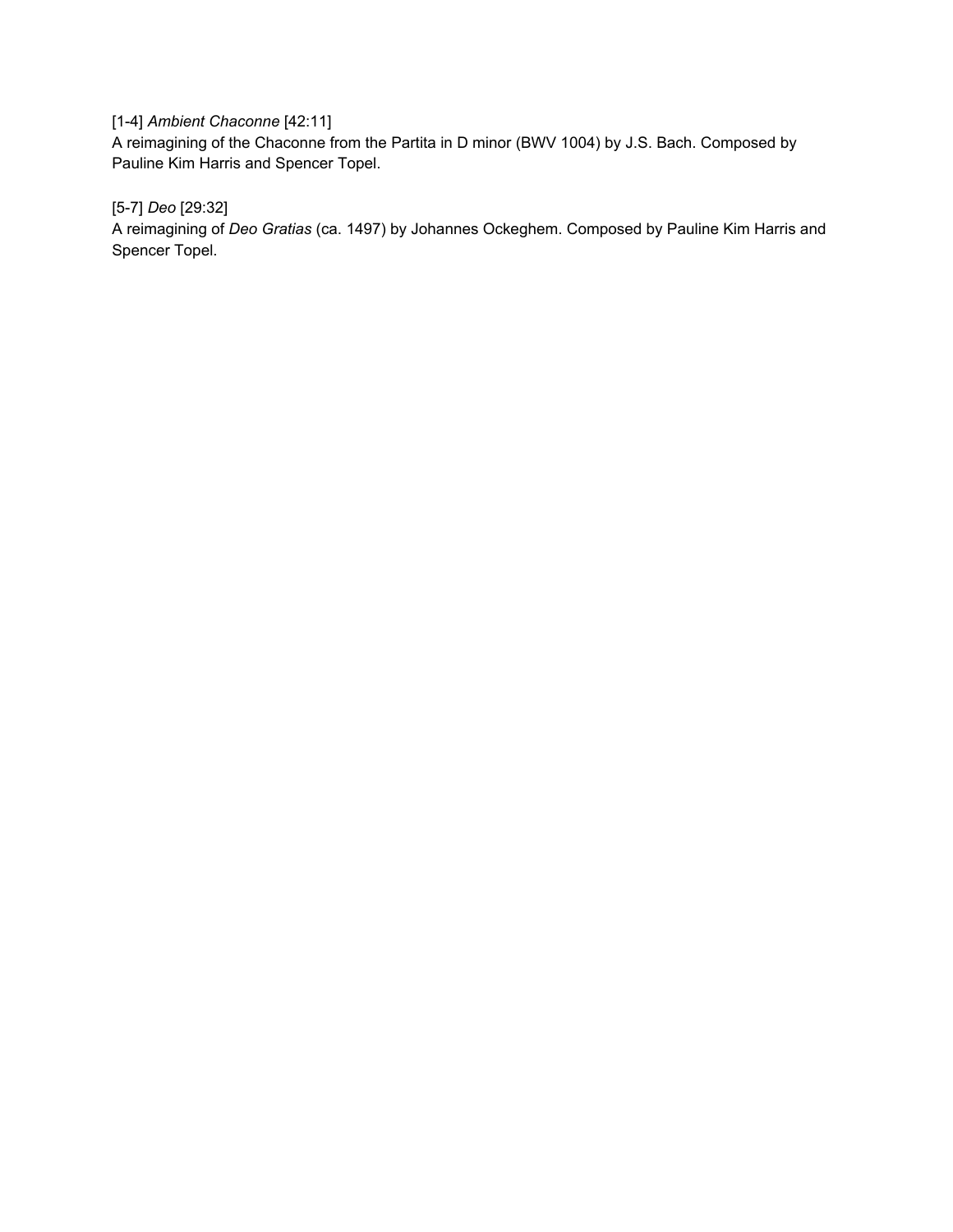[1-4] *Ambient Chaconne* [42:11]
A reimagining of the Chaconne from the Partita in D minor (BWV 1004) by J.S. Bach. Composed by Pauline Kim Harris and Spencer Topel.

[5-7] *Deo* [29:32]
A reimagining of *Deo Gratias* (ca. 1497) by Johannes Ockeghem. Composed by Pauline Kim Harris and Spencer Topel.